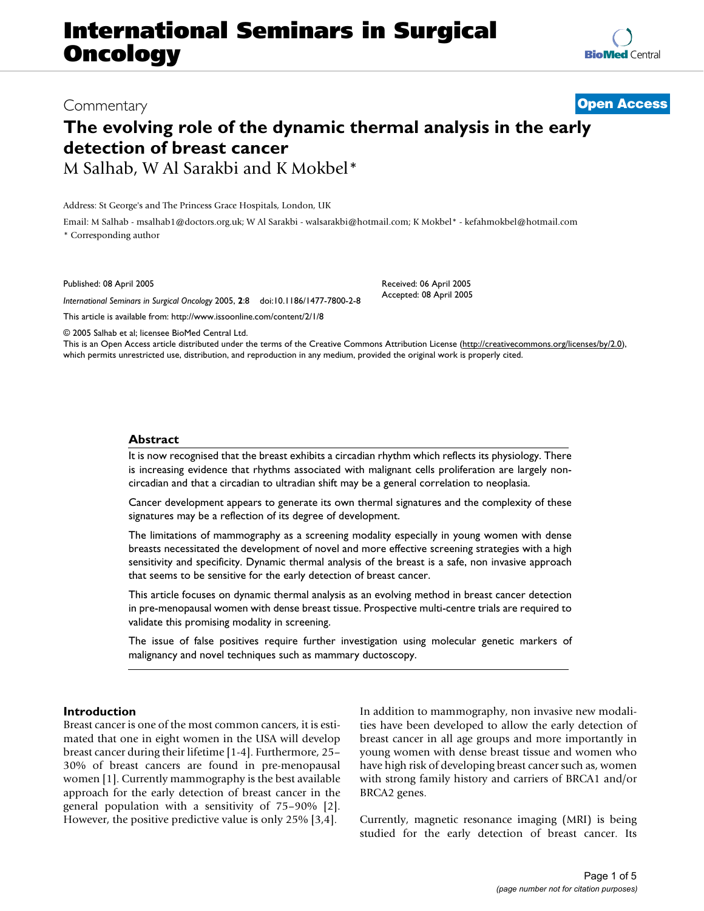# International Seminars in Surgical Oncology

Commentary

**Open Access**

# The evolving role of the dynamic thermal analysis in the early detection of breast cancer

M Salhab, W Al Sarakbi and K Mokbel*

Address: St George's and The Princess Grace Hospitals, London, UK

Email: M Salhab - msalhab1@doctors.org.uk; W Al Sarakbi - walsarakbi@hotmail.com; K Mokbel* - kefahmokbel@hotmail.com

* Corresponding author

Published: 08 April 2005

*International Seminars in Surgical Oncology* 2005, **2**:8 doi:10.1186/1477-7800-2-8

This article is available from: http://www.issoonline.com/content/2/1/8

Received: 06 April 2005
Accepted: 08 April 2005

© 2005 Salhab et al; licensee BioMed Central Ltd.
This is an Open Access article distributed under the terms of the Creative Commons Attribution License (http://creativecommons.org/licenses/by/2.0), which permits unrestricted use, distribution, and reproduction in any medium, provided the original work is properly cited.

## Abstract

It is now recognised that the breast exhibits a circadian rhythm which reflects its physiology. There is increasing evidence that rhythms associated with malignant cells proliferation are largely non-circadian and that a circadian to ultradian shift may be a general correlation to neoplasia.

Cancer development appears to generate its own thermal signatures and the complexity of these signatures may be a reflection of its degree of development.

The limitations of mammography as a screening modality especially in young women with dense breasts necessitated the development of novel and more effective screening strategies with a high sensitivity and specificity. Dynamic thermal analysis of the breast is a safe, non invasive approach that seems to be sensitive for the early detection of breast cancer.

This article focuses on dynamic thermal analysis as an evolving method in breast cancer detection in pre-menopausal women with dense breast tissue. Prospective multi-centre trials are required to validate this promising modality in screening.

The issue of false positives require further investigation using molecular genetic markers of malignancy and novel techniques such as mammary ductoscopy.

## Introduction

Breast cancer is one of the most common cancers, it is estimated that one in eight women in the USA will develop breast cancer during their lifetime [1-4]. Furthermore, 25–30% of breast cancers are found in pre-menopausal women [1]. Currently mammography is the best available approach for the early detection of breast cancer in the general population with a sensitivity of 75–90% [2]. However, the positive predictive value is only 25% [3,4].

In addition to mammography, non invasive new modalities have been developed to allow the early detection of breast cancer in all age groups and more importantly in young women with dense breast tissue and women who have high risk of developing breast cancer such as, women with strong family history and carriers of BRCA1 and/or BRCA2 genes.

Currently, magnetic resonance imaging (MRI) is being studied for the early detection of breast cancer. Its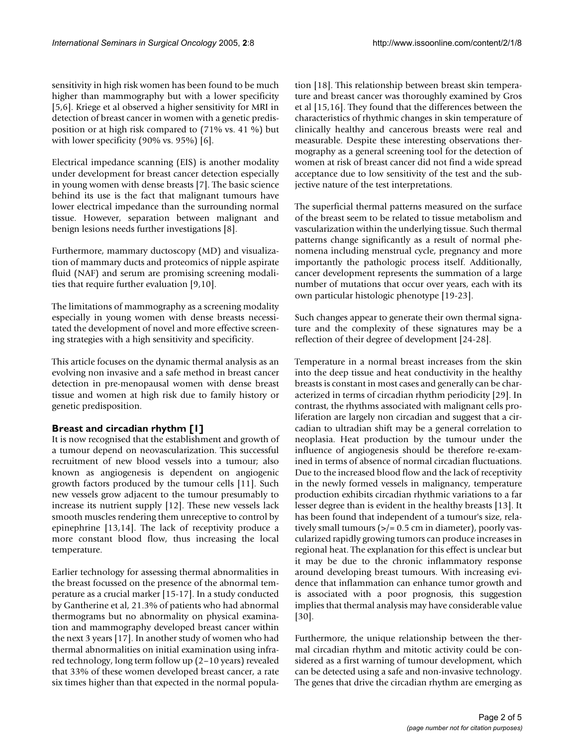sensitivity in high risk women has been found to be much higher than mammography but with a lower specificity [5,6]. Kriege et al observed a higher sensitivity for MRI in detection of breast cancer in women with a genetic predisposition or at high risk compared to (71% vs. 41 %) but with lower specificity (90% vs. 95%) [6].

Electrical impedance scanning (EIS) is another modality under development for breast cancer detection especially in young women with dense breasts [7]. The basic science behind its use is the fact that malignant tumours have lower electrical impedance than the surrounding normal tissue. However, separation between malignant and benign lesions needs further investigations [8].

Furthermore, mammary ductoscopy (MD) and visualization of mammary ducts and proteomics of nipple aspirate fluid (NAF) and serum are promising screening modalities that require further evaluation [9,10].

The limitations of mammography as a screening modality especially in young women with dense breasts necessitated the development of novel and more effective screening strategies with a high sensitivity and specificity.

This article focuses on the dynamic thermal analysis as an evolving non invasive and a safe method in breast cancer detection in pre-menopausal women with dense breast tissue and women at high risk due to family history or genetic predisposition.

## Breast and circadian rhythm [1]

It is now recognised that the establishment and growth of a tumour depend on neovascularization. This successful recruitment of new blood vessels into a tumour; also known as angiogenesis is dependent on angiogenic growth factors produced by the tumour cells [11]. Such new vessels grow adjacent to the tumour presumably to increase its nutrient supply [12]. These new vessels lack smooth muscles rendering them unreceptive to control by epinephrine [13,14]. The lack of receptivity produce a more constant blood flow, thus increasing the local temperature.

Earlier technology for assessing thermal abnormalities in the breast focussed on the presence of the abnormal temperature as a crucial marker [15-17]. In a study conducted by Gantherine et al, 21.3% of patients who had abnormal thermograms but no abnormality on physical examination and mammography developed breast cancer within the next 3 years [17]. In another study of women who had thermal abnormalities on initial examination using infrared technology, long term follow up (2–10 years) revealed that 33% of these women developed breast cancer, a rate six times higher than that expected in the normal population [18]. This relationship between breast skin temperature and breast cancer was thoroughly examined by Gros et al [15,16]. They found that the differences between the characteristics of rhythmic changes in skin temperature of clinically healthy and cancerous breasts were real and measurable. Despite these interesting observations thermography as a general screening tool for the detection of women at risk of breast cancer did not find a wide spread acceptance due to low sensitivity of the test and the subjective nature of the test interpretations.

The superficial thermal patterns measured on the surface of the breast seem to be related to tissue metabolism and vascularization within the underlying tissue. Such thermal patterns change significantly as a result of normal phenomena including menstrual cycle, pregnancy and more importantly the pathologic process itself. Additionally, cancer development represents the summation of a large number of mutations that occur over years, each with its own particular histologic phenotype [19-23].

Such changes appear to generate their own thermal signature and the complexity of these signatures may be a reflection of their degree of development [24-28].

Temperature in a normal breast increases from the skin into the deep tissue and heat conductivity in the healthy breasts is constant in most cases and generally can be characterized in terms of circadian rhythm periodicity [29]. In contrast, the rhythms associated with malignant cells proliferation are largely non circadian and suggest that a circadian to ultradian shift may be a general correlation to neoplasia. Heat production by the tumour under the influence of angiogenesis should be therefore re-examined in terms of absence of normal circadian fluctuations. Due to the increased blood flow and the lack of receptivity in the newly formed vessels in malignancy, temperature production exhibits circadian rhythmic variations to a far lesser degree than is evident in the healthy breasts [13]. It has been found that independent of a tumour's size, relatively small tumours (>/= 0.5 cm in diameter), poorly vascularized rapidly growing tumors can produce increases in regional heat. The explanation for this effect is unclear but it may be due to the chronic inflammatory response around developing breast tumours. With increasing evidence that inflammation can enhance tumor growth and is associated with a poor prognosis, this suggestion implies that thermal analysis may have considerable value [30].

Furthermore, the unique relationship between the thermal circadian rhythm and mitotic activity could be considered as a first warning of tumour development, which can be detected using a safe and non-invasive technology. The genes that drive the circadian rhythm are emerging as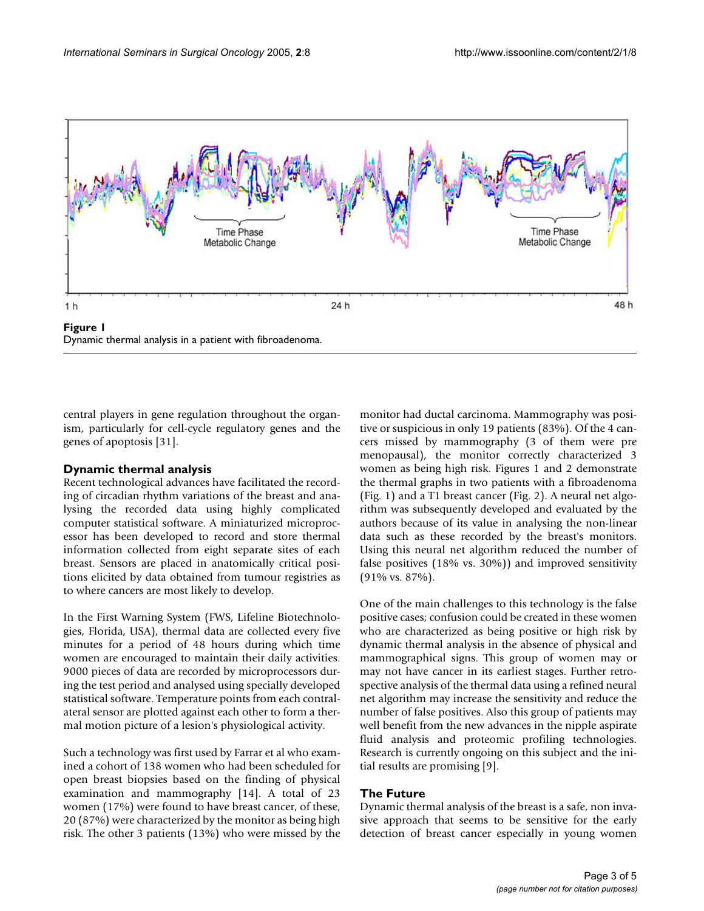**Figure 1**
Dynamic thermal analysis in a patient with fibroadenoma.

central players in gene regulation throughout the organism, particularly for cell-cycle regulatory genes and the genes of apoptosis [31].

### Dynamic thermal analysis

Recent technological advances have facilitated the recording of circadian rhythm variations of the breast and analysing the recorded data using highly complicated computer statistical software. A miniaturized microprocessor has been developed to record and store thermal information collected from eight separate sites of each breast. Sensors are placed in anatomically critical positions elicited by data obtained from tumour registries as to where cancers are most likely to develop.

In the First Warning System (FWS, Lifeline Biotechnologies, Florida, USA), thermal data are collected every five minutes for a period of 48 hours during which time women are encouraged to maintain their daily activities. 9000 pieces of data are recorded by microprocessors during the test period and analysed using specially developed statistical software. Temperature points from each contralateral sensor are plotted against each other to form a thermal motion picture of a lesion's physiological activity.

Such a technology was first used by Farrar et al who examined a cohort of 138 women who had been scheduled for open breast biopsies based on the finding of physical examination and mammography [14]. A total of 23 women (17%) were found to have breast cancer, of these, 20 (87%) were characterized by the monitor as being high risk. The other 3 patients (13%) who were missed by the monitor had ductal carcinoma. Mammography was positive or suspicious in only 19 patients (83%). Of the 4 cancers missed by mammography (3 of them were pre menopausal), the monitor correctly characterized 3 women as being high risk. Figures 1 and 2 demonstrate the thermal graphs in two patients with a fibroadenoma (Fig. 1) and a T1 breast cancer (Fig. 2). A neural net algorithm was subsequently developed and evaluated by the authors because of its value in analysing the non-linear data such as these recorded by the breast's monitors. Using this neural net algorithm reduced the number of false positives (18% vs. 30%)) and improved sensitivity (91% vs. 87%).

One of the main challenges to this technology is the false positive cases; confusion could be created in these women who are characterized as being positive or high risk by dynamic thermal analysis in the absence of physical and mammographical signs. This group of women may or may not have cancer in its earliest stages. Further retrospective analysis of the thermal data using a refined neural net algorithm may increase the sensitivity and reduce the number of false positives. Also this group of patients may well benefit from the new advances in the nipple aspirate fluid analysis and proteomic profiling technologies. Research is currently ongoing on this subject and the initial results are promising [9].

### The Future

Dynamic thermal analysis of the breast is a safe, non invasive approach that seems to be sensitive for the early detection of breast cancer especially in young women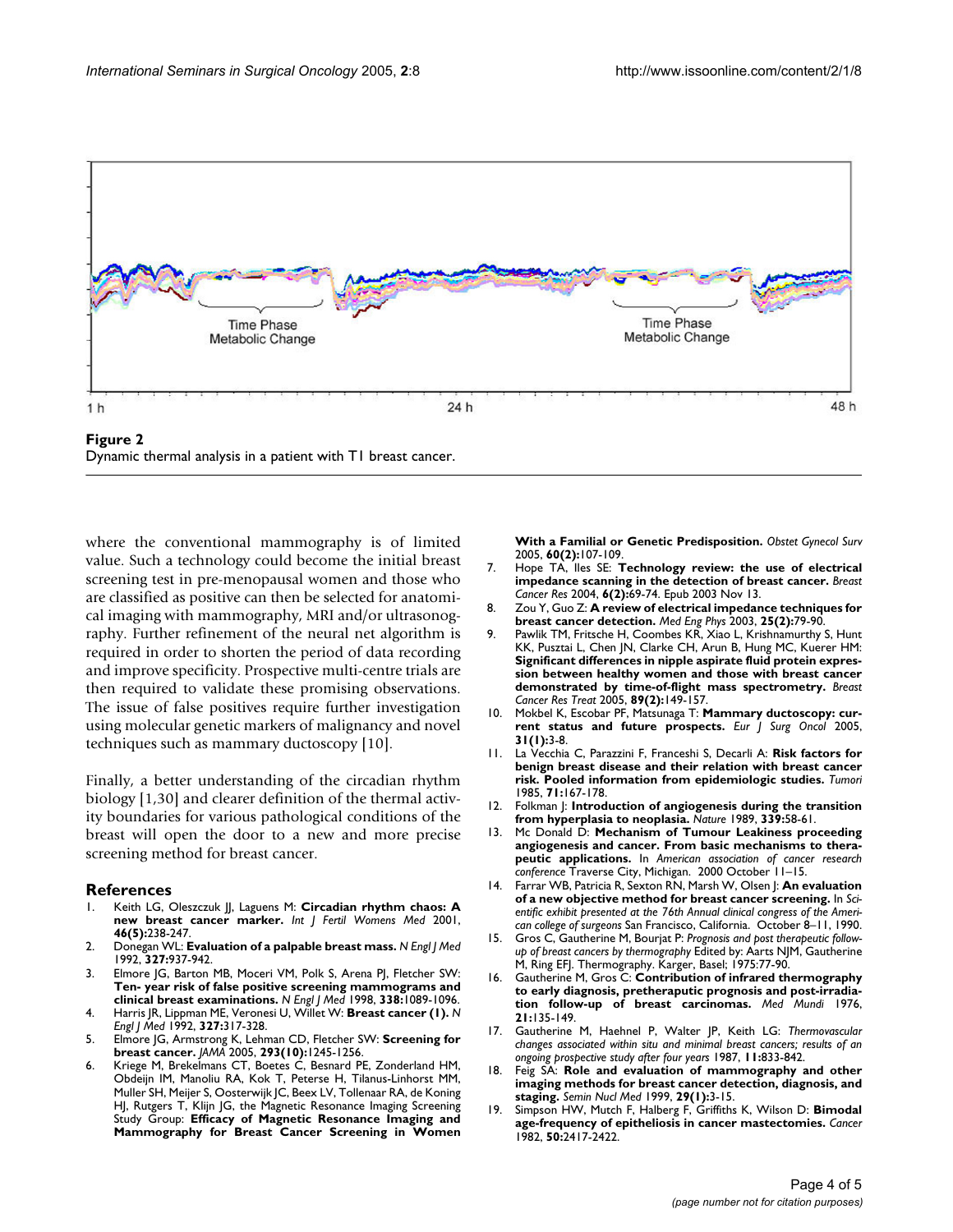**Figure 2**
Dynamic thermal analysis in a patient with T1 breast cancer.

where the conventional mammography is of limited value. Such a technology could become the initial breast screening test in pre-menopausal women and those who are classified as positive can then be selected for anatomical imaging with mammography, MRI and/or ultrasonography. Further refinement of the neural net algorithm is required in order to shorten the period of data recording and improve specificity. Prospective multi-centre trials are then required to validate these promising observations. The issue of false positives require further investigation using molecular genetic markers of malignancy and novel techniques such as mammary ductoscopy [10].

Finally, a better understanding of the circadian rhythm biology [1,30] and clearer definition of the thermal activity boundaries for various pathological conditions of the breast will open the door to a new and more precise screening method for breast cancer.

## References

1. Keith LG, Oleszczuk JJ, Laguens M: **Circadian rhythm chaos: A new breast cancer marker.** *Int J Fertil Womens Med* 2001, **46(5)**:238-247.
2. Donegan WL: **Evaluation of a palpable breast mass.** *N Engl J Med* 1992, **327**:937-942.
3. Elmore JG, Barton MB, Moceri VM, Polk S, Arena PJ, Fletcher SW: **Ten- year risk of false positive screening mammograms and clinical breast examinations.** *N Engl J Med* 1998, **338**:1089-1096.
4. Harris JR, Lippman ME, Veronesi U, Willet W: **Breast cancer (1).** *N Engl J Med* 1992, **327**:317-328.
5. Elmore JG, Armstrong K, Lehman CD, Fletcher SW: **Screening for breast cancer.** *JAMA* 2005, **293(10)**:1245-1256.
6. Kriege M, Brekelmans CT, Boetes C, Besnard PE, Zonderland HM, Obdeijn IM, Manoliu RA, Kok T, Peterse H, Tilanus-Linhorst MM, Muller SH, Meijer S, Oosterwijk JC, Beex LV, Tollenaar RA, de Koning HJ, Rutgers T, Klijn JG, the Magnetic Resonance Imaging Screening Study Group: **Efficacy of Magnetic Resonance Imaging and Mammography for Breast Cancer Screening in Women With a Familial or Genetic Predisposition.** *Obstet Gynecol Surv* 2005, **60(2)**:107-109.
7. Hope TA, Iles SE: **Technology review: the use of electrical impedance scanning in the detection of breast cancer.** *Breast Cancer Res* 2004, **6(2)**:69-74. Epub 2003 Nov 13.
8. Zou Y, Guo Z: **A review of electrical impedance techniques for breast cancer detection.** *Med Eng Phys* 2003, **25(2)**:79-90.
9. Pawlik TM, Fritsche H, Coombes KR, Xiao L, Krishnamurthy S, Hunt KK, Pusztai L, Chen JN, Clarke CH, Arun B, Hung MC, Kuerer HM: **Significant differences in nipple aspirate fluid protein expression between healthy women and those with breast cancer demonstrated by time-of-flight mass spectrometry.** *Breast Cancer Res Treat* 2005, **89(2)**:149-157.
10. Mokbel K, Escobar PF, Matsunaga T: **Mammary ductoscopy: current status and future prospects.** *Eur J Surg Oncol* 2005, **31(1)**:3-8.
11. La Vecchia C, Parazzini F, Franceshi S, Decarli A: **Risk factors for benign breast disease and their relation with breast cancer risk. Pooled information from epidemiologic studies.** *Tumori* 1985, **71**:167-178.
12. Folkman J: **Introduction of angiogenesis during the transition from hyperplasia to neoplasia.** *Nature* 1989, **339**:58-61.
13. Mc Donald D: **Mechanism of Tumour Leakiness proceeding angiogenesis and cancer. From basic mechanisms to therapeutic applications.** In *American association of cancer research conference* Traverse City, Michigan. 2000 October 11–15.
14. Farrar WB, Patricia R, Sexton RN, Marsh W, Olsen J: **An evaluation of a new objective method for breast cancer screening.** In *Scientific exhibit presented at the 76th Annual clinical congress of the American college of surgeons* San Francisco, California. October 8–11, 1990.
15. Gros C, Gautherine M, Bourjat P: *Prognosis and post therapeutic follow-up of breast cancers by thermography* Edited by: Aarts NJM, Gautherine M, Ring EFJ. Thermography. Karger, Basel; 1975:77-90.
16. Gautherine M, Gros C: **Contribution of infrared thermography to early diagnosis, pretheraputic prognosis and post-irradiation follow-up of breast carcinomas.** *Med Mundi* 1976, **21**:135-149.
17. Gautherine M, Haehnel P, Walter JP, Keith LG: *Thermovascular changes associated within situ and minimal breast cancers; results of an ongoing prospective study after four years* 1987, **11**:833-842.
18. Feig SA: **Role and evaluation of mammography and other imaging methods for breast cancer detection, diagnosis, and staging.** *Semin Nucl Med* 1999, **29(1)**:3-15.
19. Simpson HW, Mutch F, Halberg F, Griffiths K, Wilson D: **Bimodal age-frequency of epitheliosis in cancer mastectomies.** *Cancer* 1982, **50**:2417-2422.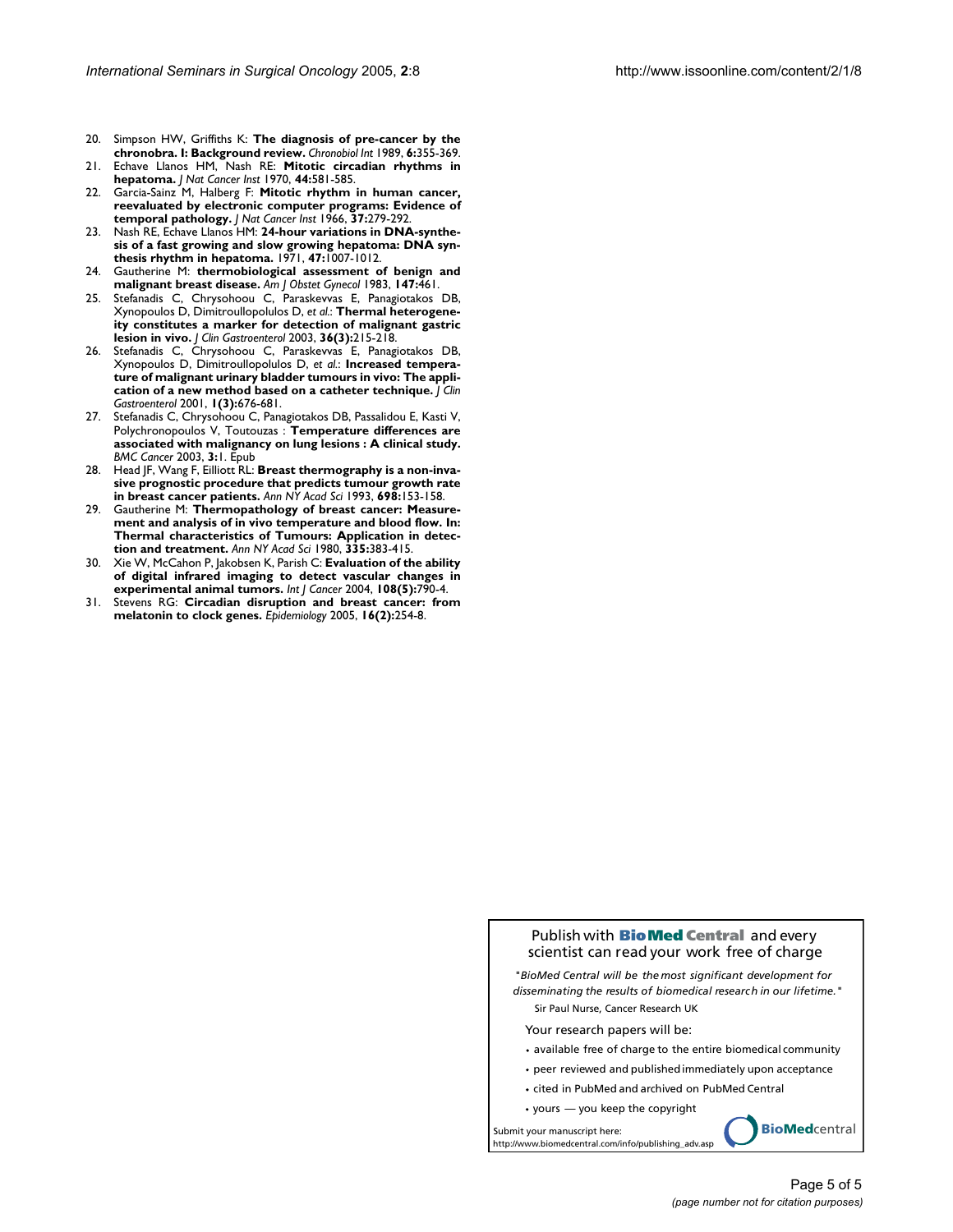20. Simpson HW, Griffiths K: **The diagnosis of pre-cancer by the chronobra. I: Background review.** *Chronobiol Int* 1989, **6:**355-369.
21. Echave Llanos HM, Nash RE: **Mitotic circadian rhythms in hepatoma.** *J Nat Cancer Inst* 1970, **44:**581-585.
22. Garcia-Sainz M, Halberg F: **Mitotic rhythm in human cancer, reevaluated by electronic computer programs: Evidence of temporal pathology.** *J Nat Cancer Inst* 1966, **37:**279-292.
23. Nash RE, Echave Llanos HM: **24-hour variations in DNA-synthesis of a fast growing and slow growing hepatoma: DNA synthesis rhythm in hepatoma.** 1971, **47:**1007-1012.
24. Gautherine M: **thermobiological assessment of benign and malignant breast disease.** *Am J Obstet Gynecol* 1983, **147:**461.
25. Stefanadis C, Chrysohoou C, Paraskevvas E, Panagiotakos DB, Xynopoulos D, Dimitroullopolulos D, *et al.*: **Thermal heterogeneity constitutes a marker for detection of malignant gastric lesion in vivo.** *J Clin Gastroenterol* 2003, **36(3):**215-218.
26. Stefanadis C, Chrysohoou C, Paraskevvas E, Panagiotakos DB, Xynopoulos D, Dimitroullopolulos D, *et al.*: **Increased temperature of malignant urinary bladder tumours in vivo: The application of a new method based on a catheter technique.** *J Clin Gastroenterol* 2001, **1(3):**676-681.
27. Stefanadis C, Chrysohoou C, Panagiotakos DB, Passalidou E, Kasti V, Polychronopoulos V, Toutouzas : **Temperature differences are associated with malignancy on lung lesions : A clinical study.** *BMC Cancer* 2003, **3:**1. Epub
28. Head JF, Wang F, Eilliott RL: **Breast thermography is a non-invasive prognostic procedure that predicts tumour growth rate in breast cancer patients.** *Ann NY Acad Sci* 1993, **698:**153-158.
29. Gautherine M: **Thermopathology of breast cancer: Measurement and analysis of in vivo temperature and blood flow. In: Thermal characteristics of Tumours: Application in detection and treatment.** *Ann NY Acad Sci* 1980, **335:**383-415.
30. Xie W, McCahon P, Jakobsen K, Parish C: **Evaluation of the ability of digital infrared imaging to detect vascular changes in experimental animal tumors.** *Int J Cancer* 2004, **108(5):**790-4.
31. Stevens RG: **Circadian disruption and breast cancer: from melatonin to clock genes.** *Epidemiology* 2005, **16(2):**254-8.

Publish with **BioMed Central** and every scientist can read your work free of charge

*"BioMed Central will be the most significant development for disseminating the results of biomedical research in our lifetime."*
Sir Paul Nurse, Cancer Research UK

Your research papers will be:

- available free of charge to the entire biomedical community
- peer reviewed and published immediately upon acceptance
- cited in PubMed and archived on PubMed Central
- yours — you keep the copyright

Submit your manuscript here:
http://www.biomedcentral.com/info/publishing_adv.asp

**BioMed**central